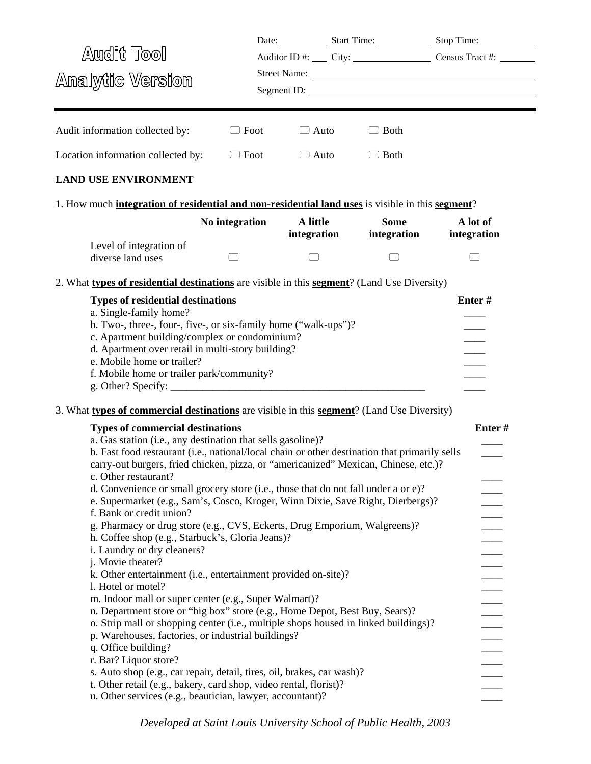# Audit Tool
# Analytic Version

Date: ________ Start Time: ________ Stop Time: ________

Auditor ID #: ___ City: ____________ Census Tract #: ______

Street Name: ______________________________

Segment ID: ______________________________

---

Audit information collected by: ☐ Foot ☐ Auto ☐ Both

Location information collected by: ☐ Foot ☐ Auto ☐ Both

**LAND USE ENVIRONMENT**

1. How much **integration of residential and non-residential land uses** is visible in this **segment**?

| | **No integration** | **A little integration** | **Some integration** | **A lot of integration** |
|---|---|---|---|---|
| Level of integration of diverse land uses | ☐ | ☐ | ☐ | ☐ |

2. What **types of residential destinations** are visible in this **segment**? (Land Use Diversity)

| **Types of residential destinations** | **Enter #** |
|---|---|
| a. Single-family home? | ____ |
| b. Two-, three-, four-, five-, or six-family home ("walk-ups")? | ____ |
| c. Apartment building/complex or condominium? | ____ |
| d. Apartment over retail in multi-story building? | ____ |
| e. Mobile home or trailer? | ____ |
| f. Mobile home or trailer park/community? | ____ |
| g. Other? Specify: ______________________________ | ____ |

3. What **types of commercial destinations** are visible in this **segment**? (Land Use Diversity)

| **Types of commercial destinations** | **Enter #** |
|---|---|
| a. Gas station (i.e., any destination that sells gasoline)? | ____ |
| b. Fast food restaurant (i.e., national/local chain or other destination that primarily sells carry-out burgers, fried chicken, pizza, or "americanized" Mexican, Chinese, etc.)? | ____ |
| c. Other restaurant? | ____ |
| d. Convenience or small grocery store (i.e., those that do not fall under a or e)? | ____ |
| e. Supermarket (e.g., Sam's, Cosco, Kroger, Winn Dixie, Save Right, Dierbergs)? | ____ |
| f. Bank or credit union? | ____ |
| g. Pharmacy or drug store (e.g., CVS, Eckerts, Drug Emporium, Walgreens)? | ____ |
| h. Coffee shop (e.g., Starbuck's, Gloria Jeans)? | ____ |
| i. Laundry or dry cleaners? | ____ |
| j. Movie theater? | ____ |
| k. Other entertainment (i.e., entertainment provided on-site)? | ____ |
| l. Hotel or motel? | ____ |
| m. Indoor mall or super center (e.g., Super Walmart)? | ____ |
| n. Department store or "big box" store (e.g., Home Depot, Best Buy, Sears)? | ____ |
| o. Strip mall or shopping center (i.e., multiple shops housed in linked buildings)? | ____ |
| p. Warehouses, factories, or industrial buildings? | ____ |
| q. Office building? | ____ |
| r. Bar? Liquor store? | ____ |
| s. Auto shop (e.g., car repair, detail, tires, oil, brakes, car wash)? | ____ |
| t. Other retail (e.g., bakery, card shop, video rental, florist)? | ____ |
| u. Other services (e.g., beautician, lawyer, accountant)? | ____ |

*Developed at Saint Louis University School of Public Health, 2003*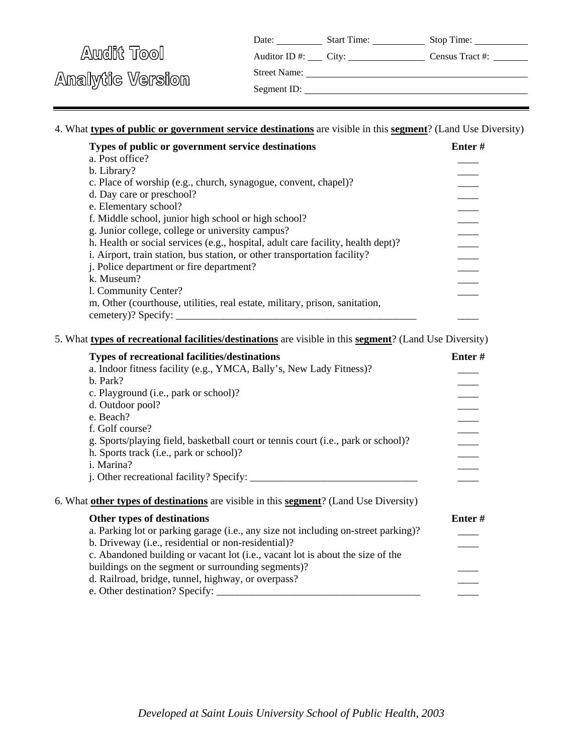# Audit Tool

# Analytic Version

Date: \_\_\_\_\_\_\_\_\_\_ Start Time: \_\_\_\_\_\_\_\_\_\_ Stop Time: \_\_\_\_\_\_\_\_\_\_

Auditor ID #: \_\_\_ City: \_\_\_\_\_\_\_\_\_\_\_\_\_\_\_ Census Tract #: \_\_\_\_\_\_\_

Street Name: \_\_\_\_\_\_\_\_\_\_\_\_\_\_\_\_\_\_\_\_\_\_\_\_\_\_\_\_\_\_\_\_\_\_\_\_\_\_\_\_\_\_\_\_

Segment ID: \_\_\_\_\_\_\_\_\_\_\_\_\_\_\_\_\_\_\_\_\_\_\_\_\_\_\_\_\_\_\_\_\_\_\_\_\_\_\_\_\_\_\_\_

4. What **types of public or government service destinations** are visible in this **segment**? (Land Use Diversity)

| **Types of public or government service destinations** | **Enter #** |
|---|---|
| a. Post office? | \_\_\_\_ |
| b. Library? | \_\_\_\_ |
| c. Place of worship (e.g., church, synagogue, convent, chapel)? | \_\_\_\_ |
| d. Day care or preschool? | \_\_\_\_ |
| e. Elementary school? | \_\_\_\_ |
| f. Middle school, junior high school or high school? | \_\_\_\_ |
| g. Junior college, college or university campus? | \_\_\_\_ |
| h. Health or social services (e.g., hospital, adult care facility, health dept)? | \_\_\_\_ |
| i. Airport, train station, bus station, or other transportation facility? | \_\_\_\_ |
| j. Police department or fire department? | \_\_\_\_ |
| k. Museum? | \_\_\_\_ |
| l. Community Center? | \_\_\_\_ |
| m. Other (courthouse, utilities, real estate, military, prison, sanitation, cemetery)? Specify: \_\_\_\_\_\_\_\_\_\_\_\_\_\_\_\_\_\_\_\_\_\_\_\_\_\_\_\_\_\_\_\_\_\_\_\_\_\_\_\_\_\_\_\_\_\_\_\_ | \_\_\_\_ |

5. What **types of recreational facilities/destinations** are visible in this **segment**? (Land Use Diversity)

| **Types of recreational facilities/destinations** | **Enter #** |
|---|---|
| a. Indoor fitness facility (e.g., YMCA, Bally's, New Lady Fitness)? | \_\_\_\_ |
| b. Park? | \_\_\_\_ |
| c. Playground (i.e., park or school)? | \_\_\_\_ |
| d. Outdoor pool? | \_\_\_\_ |
| e. Beach? | \_\_\_\_ |
| f. Golf course? | \_\_\_\_ |
| g. Sports/playing field, basketball court or tennis court (i.e., park or school)? | \_\_\_\_ |
| h. Sports track (i.e., park or school)? | \_\_\_\_ |
| i. Marina? | \_\_\_\_ |
| j. Other recreational facility? Specify: \_\_\_\_\_\_\_\_\_\_\_\_\_\_\_\_\_\_\_\_\_\_\_\_\_\_\_\_\_\_\_\_\_\_ | \_\_\_\_ |

6. What **other types of destinations** are visible in this **segment**? (Land Use Diversity)

| **Other types of destinations** | **Enter #** |
|---|---|
| a. Parking lot or parking garage (i.e., any size not including on-street parking)? | \_\_\_\_ |
| b. Driveway (i.e., residential or non-residential)? | \_\_\_\_ |
| c. Abandoned building or vacant lot (i.e., vacant lot is about the size of the buildings on the segment or surrounding segments)? | \_\_\_\_ |
| d. Railroad, bridge, tunnel, highway, or overpass? | \_\_\_\_ |
| e. Other destination? Specify: \_\_\_\_\_\_\_\_\_\_\_\_\_\_\_\_\_\_\_\_\_\_\_\_\_\_\_\_\_\_\_\_\_\_\_\_\_\_\_\_\_ | \_\_\_\_ |

*Developed at Saint Louis University School of Public Health, 2003*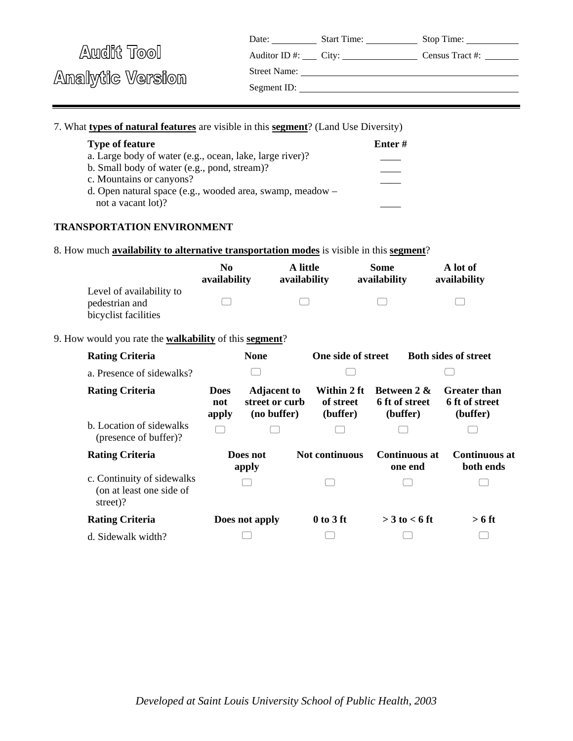**Audit Tool**
**Analytic Version**

Date: ______ Start Time: ______ Stop Time: ______
Auditor ID #: ___ City: ________ Census Tract #: ______
Street Name: ____________________
Segment ID: ____________________

---

7. What **types of natural features** are visible in this **segment**? (Land Use Diversity)

| Type of feature | Enter # |
|---|---|
| a. Large body of water (e.g., ocean, lake, large river)? | ____ |
| b. Small body of water (e.g., pond, stream)? | ____ |
| c. Mountains or canyons? | ____ |
| d. Open natural space (e.g., wooded area, swamp, meadow – not a vacant lot)? | ____ |

**TRANSPORTATION ENVIRONMENT**

8. How much **availability to alternative transportation modes** is visible in this **segment**?

| | No availability | A little availability | Some availability | A lot of availability |
|---|---|---|---|---|
| Level of availability to pedestrian and bicyclist facilities | ☐ | ☐ | ☐ | ☐ |

9. How would you rate the **walkability** of this **segment**?

| Rating Criteria | None | One side of street | Both sides of street |
|---|---|---|---|
| a. Presence of sidewalks? | ☐ | ☐ | ☐ |

| Rating Criteria | Does not apply | Adjacent to street or curb (no buffer) | Within 2 ft of street (buffer) | Between 2 & 6 ft of street (buffer) | Greater than 6 ft of street (buffer) |
|---|---|---|---|---|---|
| b. Location of sidewalks (presence of buffer)? | ☐ | ☐ | ☐ | ☐ | ☐ |

| Rating Criteria | Does not apply | Not continuous | Continuous at one end | Continuous at both ends |
|---|---|---|---|---|
| c. Continuity of sidewalks (on at least one side of street)? | ☐ | ☐ | ☐ | ☐ |

| Rating Criteria | Does not apply | 0 to 3 ft | > 3 to < 6 ft | > 6 ft |
|---|---|---|---|---|
| d. Sidewalk width? | ☐ | ☐ | ☐ | ☐ |

*Developed at Saint Louis University School of Public Health, 2003*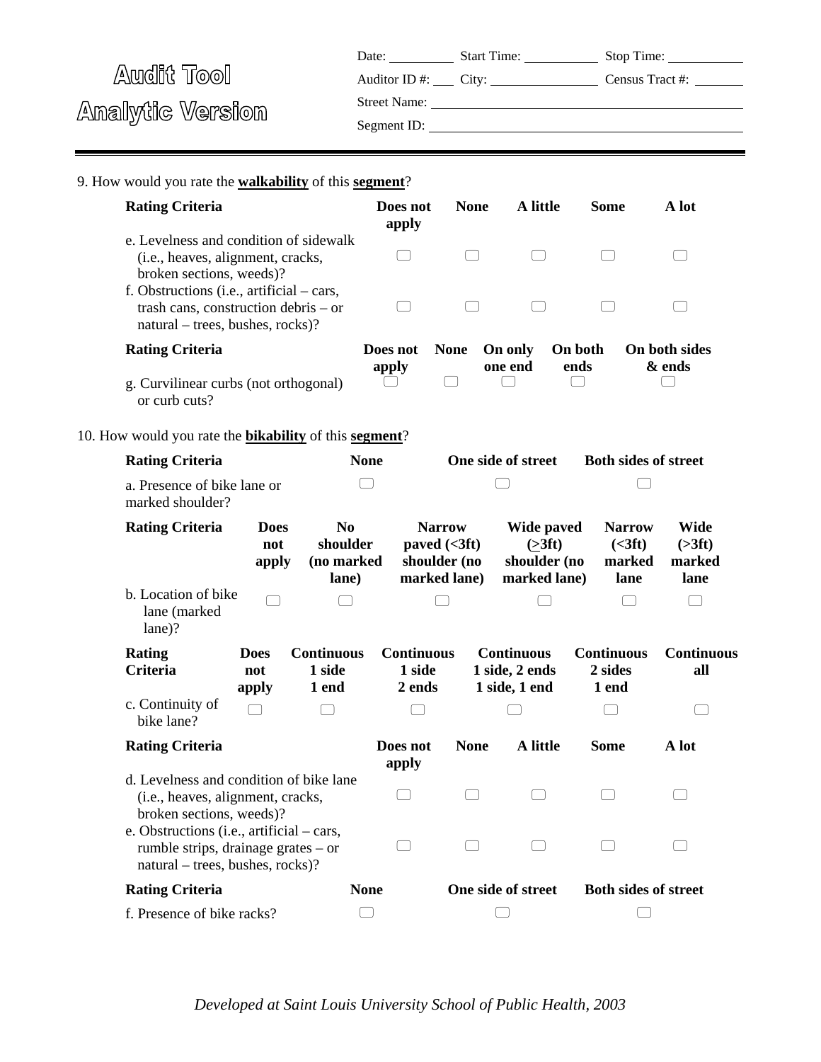# Audit Tool
# Analytic Version

Date: ________ Start Time: ________ Stop Time: ________

Auditor ID #: ____ City: ____________ Census Tract #: ______

Street Name: ______________________________

Segment ID: ______________________________

---

9. How would you rate the **walkability** of this **segment**?

| Rating Criteria | Does not apply | None | A little | Some | A lot |
|---|---|---|---|---|---|
| e. Levelness and condition of sidewalk (i.e., heaves, alignment, cracks, broken sections, weeds)? | ☐ | ☐ | ☐ | ☐ | ☐ |
| f. Obstructions (i.e., artificial – cars, trash cans, construction debris – or natural – trees, bushes, rocks)? | ☐ | ☐ | ☐ | ☐ | ☐ |

| Rating Criteria | Does not apply | None | On only one end | On both ends | On both sides & ends |
|---|---|---|---|---|---|
| g. Curvilinear curbs (not orthogonal) or curb cuts? | ☐ | ☐ | ☐ | ☐ | ☐ |

10. How would you rate the **bikability** of this **segment**?

| Rating Criteria | None | One side of street | Both sides of street |
|---|---|---|---|
| a. Presence of bike lane or marked shoulder? | ☐ | ☐ | ☐ |

| Rating Criteria | Does not apply | No shoulder (no marked lane) | Narrow paved (<3ft) shoulder (no marked lane) | Wide paved (≥3ft) shoulder (no marked lane) | Narrow (<3ft) marked lane | Wide (>3ft) marked lane |
|---|---|---|---|---|---|---|
| b. Location of bike lane (marked lane)? | ☐ | ☐ | ☐ | ☐ | ☐ | ☐ |

| Rating Criteria | Does not apply | Continuous 1 side 1 end | Continuous 1 side 2 ends | Continuous 1 side, 2 ends 1 side, 1 end | Continuous 2 sides 1 end | Continuous all |
|---|---|---|---|---|---|---|
| c. Continuity of bike lane? | ☐ | ☐ | ☐ | ☐ | ☐ | ☐ |

| Rating Criteria | Does not apply | None | A little | Some | A lot |
|---|---|---|---|---|---|
| d. Levelness and condition of bike lane (i.e., heaves, alignment, cracks, broken sections, weeds)? | ☐ | ☐ | ☐ | ☐ | ☐ |
| e. Obstructions (i.e., artificial – cars, rumble strips, drainage grates – or natural – trees, bushes, rocks)? | ☐ | ☐ | ☐ | ☐ | ☐ |

| Rating Criteria | None | One side of street | Both sides of street |
|---|---|---|---|
| f. Presence of bike racks? | ☐ | ☐ | ☐ |

*Developed at Saint Louis University School of Public Health, 2003*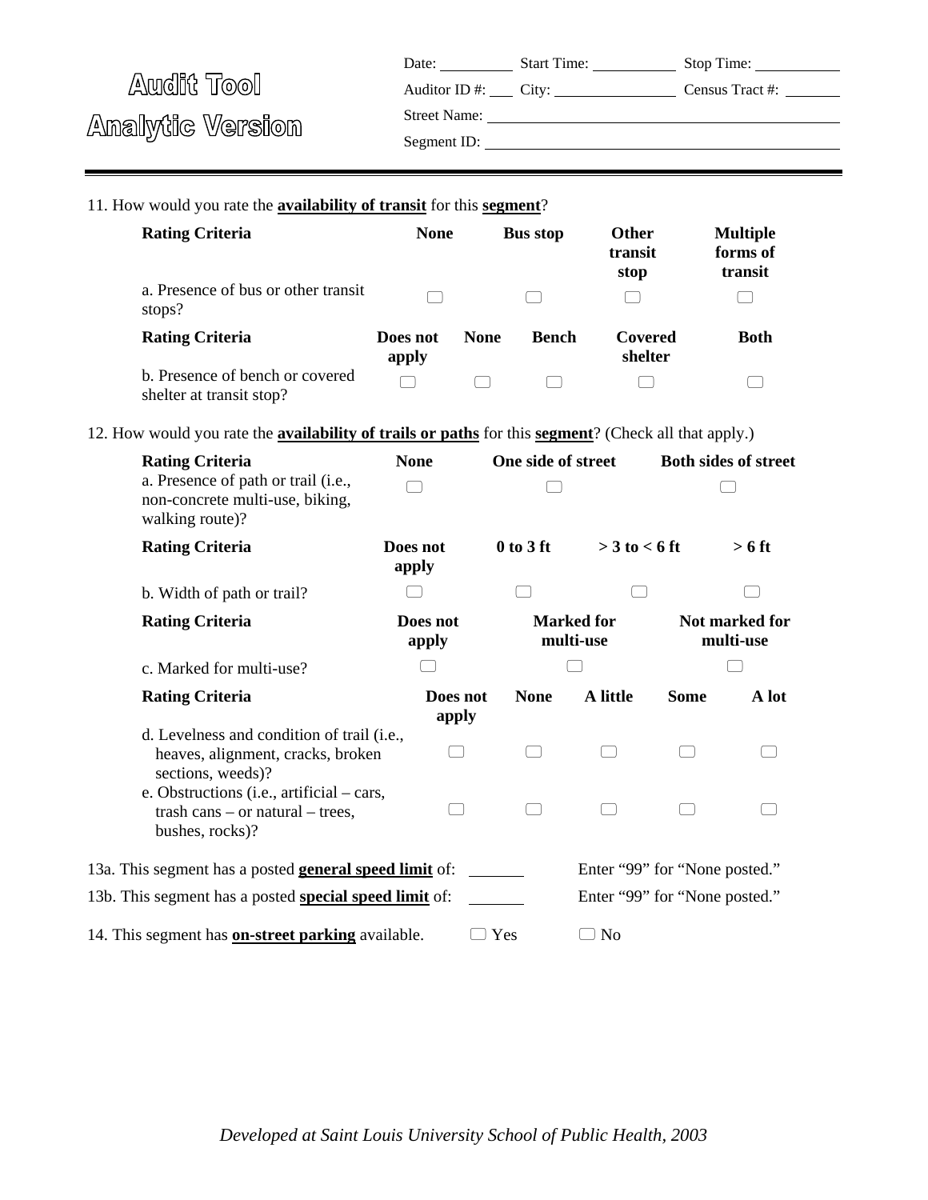# Audit Tool
# Analytic Version

Date: ________ Start Time: ________ Stop Time: ________

Auditor ID #: ___ City: ____________ Census Tract #: ______

Street Name: ______________________________

Segment ID: ______________________________

---

11. How would you rate the **availability of transit** for this **segment**?

| Rating Criteria | None | Bus stop | Other transit stop | Multiple forms of transit |
|---|---|---|---|---|
| a. Presence of bus or other transit stops? | ☐ | ☐ | ☐ | ☐ |

| Rating Criteria | Does not apply | None | Bench | Covered shelter | Both |
|---|---|---|---|---|---|
| b. Presence of bench or covered shelter at transit stop? | ☐ | ☐ | ☐ | ☐ | ☐ |

12. How would you rate the **availability of trails or paths** for this **segment**? (Check all that apply.)

| Rating Criteria | None | One side of street | Both sides of street |
|---|---|---|---|
| a. Presence of path or trail (i.e., non-concrete multi-use, biking, walking route)? | ☐ | ☐ | ☐ |

| Rating Criteria | Does not apply | 0 to 3 ft | > 3 to < 6 ft | > 6 ft |
|---|---|---|---|---|
| b. Width of path or trail? | ☐ | ☐ | ☐ | ☐ |

| Rating Criteria | Does not apply | Marked for multi-use | Not marked for multi-use |
|---|---|---|---|
| c. Marked for multi-use? | ☐ | ☐ | ☐ |

| Rating Criteria | Does not apply | None | A little | Some | A lot |
|---|---|---|---|---|---|
| d. Levelness and condition of trail (i.e., heaves, alignment, cracks, broken sections, weeds)? | ☐ | ☐ | ☐ | ☐ | ☐ |
| e. Obstructions (i.e., artificial – cars, trash cans – or natural – trees, bushes, rocks)? | ☐ | ☐ | ☐ | ☐ | ☐ |

13a. This segment has a posted **general speed limit** of: ______ Enter "99" for "None posted."

13b. This segment has a posted **special speed limit** of: ______ Enter "99" for "None posted."

14. This segment has **on-street parking** available. ☐ Yes ☐ No

*Developed at Saint Louis University School of Public Health, 2003*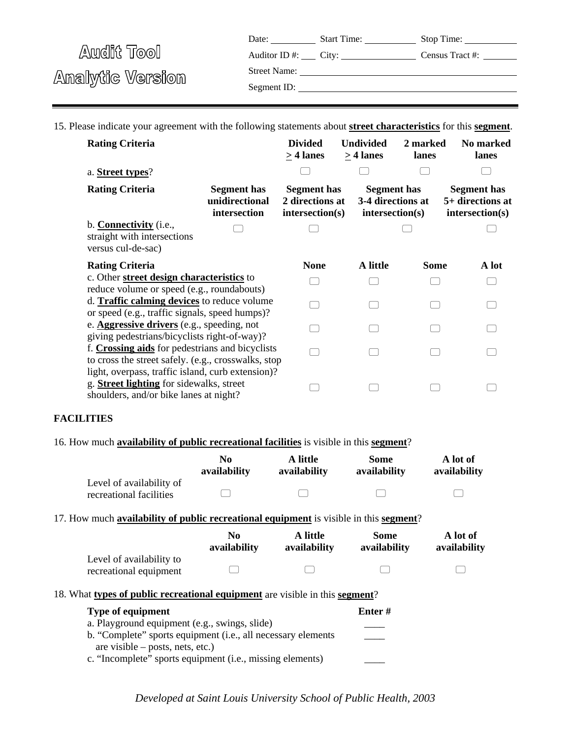**Audit Tool**
**Analytic Version**

Date: ________ Start Time: ________ Stop Time: ________

Auditor ID #: ___ City: ____________ Census Tract #: ______

Street Name: ______________________________

Segment ID: ______________________________

15. Please indicate your agreement with the following statements about **street characteristics** for this **segment**.

| Rating Criteria | | Divided ≥ 4 lanes | Undivided ≥ 4 lanes | 2 marked lanes | No marked lanes |
|---|---|---|---|---|---|
| a. **Street types**? | | ☐ | ☐ | ☐ | ☐ |

| Rating Criteria | Segment has unidirectional intersection | Segment has 2 directions at intersection(s) | Segment has 3-4 directions at intersection(s) | Segment has 5+ directions at intersection(s) |
|---|---|---|---|---|
| b. **Connectivity** (i.e., straight with intersections versus cul-de-sac) | ☐ | ☐ | ☐ | ☐ |

| Rating Criteria | None | A little | Some | A lot |
|---|---|---|---|---|
| c. Other **street design characteristics** to reduce volume or speed (e.g., roundabouts) | ☐ | ☐ | ☐ | ☐ |
| d. **Traffic calming devices** to reduce volume or speed (e.g., traffic signals, speed humps)? | ☐ | ☐ | ☐ | ☐ |
| e. **Aggressive drivers** (e.g., speeding, not giving pedestrians/bicyclists right-of-way)? | ☐ | ☐ | ☐ | ☐ |
| f. **Crossing aids** for pedestrians and bicyclists to cross the street safely. (e.g., crosswalks, stop light, overpass, traffic island, curb extension)? | ☐ | ☐ | ☐ | ☐ |
| g. **Street lighting** for sidewalks, street shoulders, and/or bike lanes at night? | ☐ | ☐ | ☐ | ☐ |

**FACILITIES**

16. How much **availability of public recreational facilities** is visible in this **segment**?

| | No availability | A little availability | Some availability | A lot of availability |
|---|---|---|---|---|
| Level of availability of recreational facilities | ☐ | ☐ | ☐ | ☐ |

17. How much **availability of public recreational equipment** is visible in this **segment**?

| | No availability | A little availability | Some availability | A lot of availability |
|---|---|---|---|---|
| Level of availability to recreational equipment | ☐ | ☐ | ☐ | ☐ |

18. What **types of public recreational equipment** are visible in this **segment**?

| Type of equipment | Enter # |
|---|---|
| a. Playground equipment (e.g., swings, slide) | ____ |
| b. “Complete” sports equipment (i.e., all necessary elements are visible – posts, nets, etc.) | ____ |
| c. “Incomplete” sports equipment (i.e., missing elements) | ____ |

*Developed at Saint Louis University School of Public Health, 2003*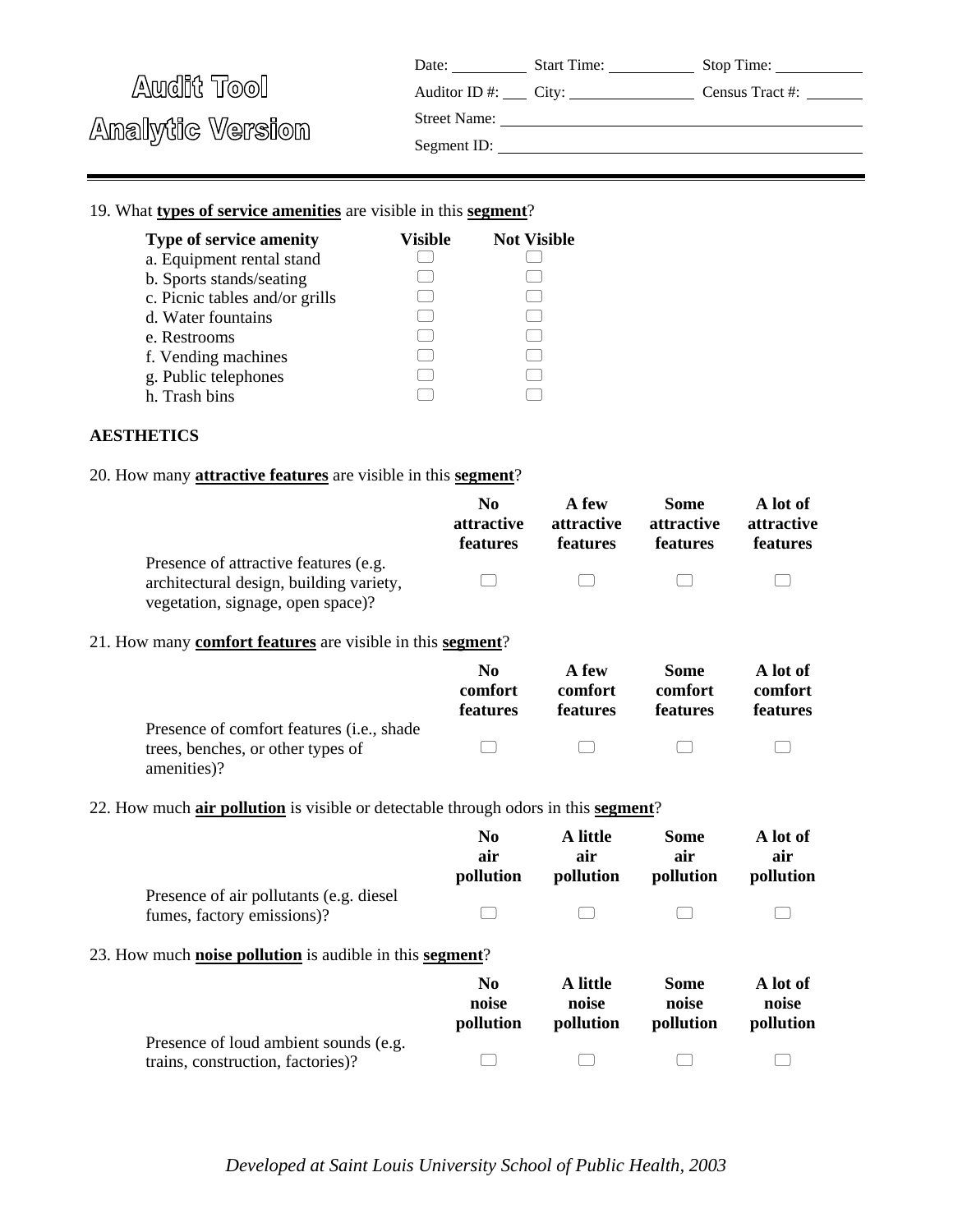# Audit Tool
# Analytic Version

Date: ________ Start Time: ________ Stop Time: ________

Auditor ID #: ____ City: ____________ Census Tract #: ______

Street Name: ______________________________

Segment ID: ______________________________

---

19. What **types of service amenities** are visible in this **segment**?

| Type of service amenity | Visible | Not Visible |
|---|---|---|
| a. Equipment rental stand | ☐ | ☐ |
| b. Sports stands/seating | ☐ | ☐ |
| c. Picnic tables and/or grills | ☐ | ☐ |
| d. Water fountains | ☐ | ☐ |
| e. Restrooms | ☐ | ☐ |
| f. Vending machines | ☐ | ☐ |
| g. Public telephones | ☐ | ☐ |
| h. Trash bins | ☐ | ☐ |

**AESTHETICS**

20. How many **attractive features** are visible in this **segment**?

| | No attractive features | A few attractive features | Some attractive features | A lot of attractive features |
|---|---|---|---|---|
| Presence of attractive features (e.g. architectural design, building variety, vegetation, signage, open space)? | ☐ | ☐ | ☐ | ☐ |

21. How many **comfort features** are visible in this **segment**?

| | No comfort features | A few comfort features | Some comfort features | A lot of comfort features |
|---|---|---|---|---|
| Presence of comfort features (i.e., shade trees, benches, or other types of amenities)? | ☐ | ☐ | ☐ | ☐ |

22. How much **air pollution** is visible or detectable through odors in this **segment**?

| | No air pollution | A little air pollution | Some air pollution | A lot of air pollution |
|---|---|---|---|---|
| Presence of air pollutants (e.g. diesel fumes, factory emissions)? | ☐ | ☐ | ☐ | ☐ |

23. How much **noise pollution** is audible in this **segment**?

| | No noise pollution | A little noise pollution | Some noise pollution | A lot of noise pollution |
|---|---|---|---|---|
| Presence of loud ambient sounds (e.g. trains, construction, factories)? | ☐ | ☐ | ☐ | ☐ |

*Developed at Saint Louis University School of Public Health, 2003*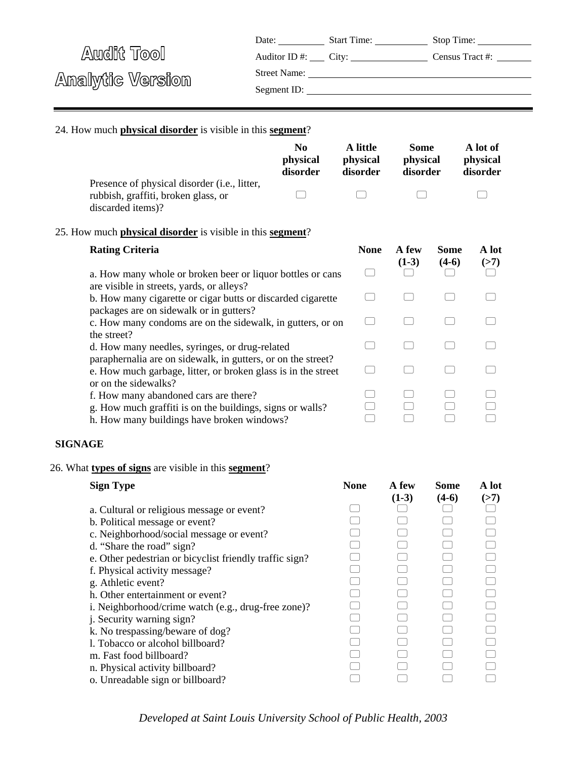# Audit Tool
# Analytic Version

Date: ________ Start Time: ________ Stop Time: ________

Auditor ID #: ___ City: ________ Census Tract #: ________

Street Name: ____________________

Segment ID: ____________________

---

24. How much **physical disorder** is visible in this **segment**?

| | No physical disorder | A little physical disorder | Some physical disorder | A lot of physical disorder |
|---|---|---|---|---|
| Presence of physical disorder (i.e., litter, rubbish, graffiti, broken glass, or discarded items)? | ☐ | ☐ | ☐ | ☐ |

25. How much **physical disorder** is visible in this **segment**?

| Rating Criteria | None | A few (1-3) | Some (4-6) | A lot (>7) |
|---|---|---|---|---|
| a. How many whole or broken beer or liquor bottles or cans are visible in streets, yards, or alleys? | ☐ | ☐ | ☐ | ☐ |
| b. How many cigarette or cigar butts or discarded cigarette packages are on sidewalk or in gutters? | ☐ | ☐ | ☐ | ☐ |
| c. How many condoms are on the sidewalk, in gutters, or on the street? | ☐ | ☐ | ☐ | ☐ |
| d. How many needles, syringes, or drug-related paraphernalia are on sidewalk, in gutters, or on the street? | ☐ | ☐ | ☐ | ☐ |
| e. How much garbage, litter, or broken glass is in the street or on the sidewalks? | ☐ | ☐ | ☐ | ☐ |
| f. How many abandoned cars are there? | ☐ | ☐ | ☐ | ☐ |
| g. How much graffiti is on the buildings, signs or walls? | ☐ | ☐ | ☐ | ☐ |
| h. How many buildings have broken windows? | ☐ | ☐ | ☐ | ☐ |

**SIGNAGE**

26. What **types of signs** are visible in this **segment**?

| Sign Type | None | A few (1-3) | Some (4-6) | A lot (>7) |
|---|---|---|---|---|
| a. Cultural or religious message or event? | ☐ | ☐ | ☐ | ☐ |
| b. Political message or event? | ☐ | ☐ | ☐ | ☐ |
| c. Neighborhood/social message or event? | ☐ | ☐ | ☐ | ☐ |
| d. "Share the road" sign? | ☐ | ☐ | ☐ | ☐ |
| e. Other pedestrian or bicyclist friendly traffic sign? | ☐ | ☐ | ☐ | ☐ |
| f. Physical activity message? | ☐ | ☐ | ☐ | ☐ |
| g. Athletic event? | ☐ | ☐ | ☐ | ☐ |
| h. Other entertainment or event? | ☐ | ☐ | ☐ | ☐ |
| i. Neighborhood/crime watch (e.g., drug-free zone)? | ☐ | ☐ | ☐ | ☐ |
| j. Security warning sign? | ☐ | ☐ | ☐ | ☐ |
| k. No trespassing/beware of dog? | ☐ | ☐ | ☐ | ☐ |
| l. Tobacco or alcohol billboard? | ☐ | ☐ | ☐ | ☐ |
| m. Fast food billboard? | ☐ | ☐ | ☐ | ☐ |
| n. Physical activity billboard? | ☐ | ☐ | ☐ | ☐ |
| o. Unreadable sign or billboard? | ☐ | ☐ | ☐ | ☐ |

*Developed at Saint Louis University School of Public Health, 2003*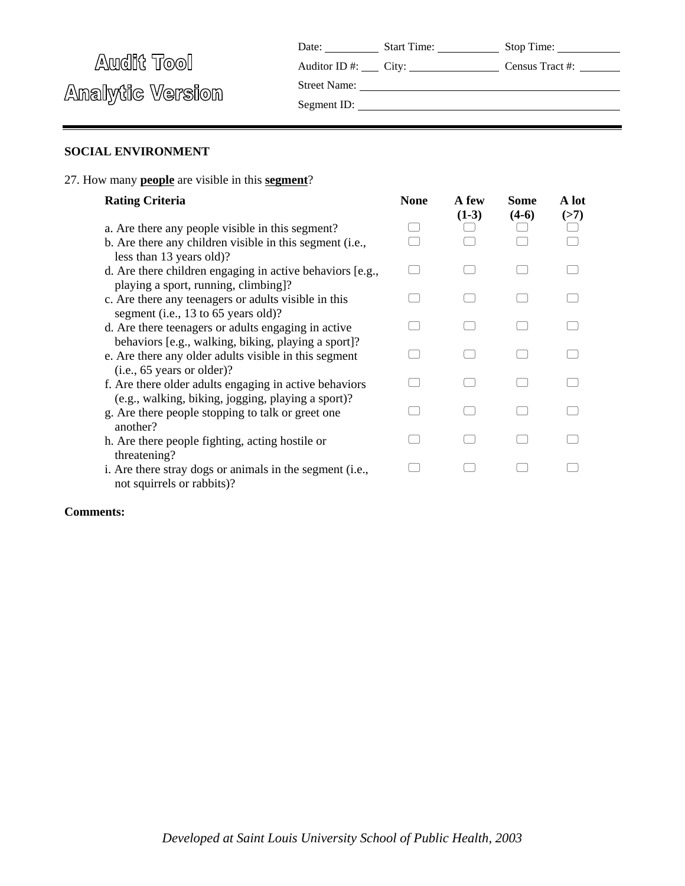# Audit Tool
# Analytic Version

Date: \_\_\_\_\_\_\_\_ Start Time: \_\_\_\_\_\_\_\_ Stop Time: \_\_\_\_\_\_\_\_

Auditor ID #: \_\_\_ City: \_\_\_\_\_\_\_\_ Census Tract #: \_\_\_\_\_\_\_\_

Street Name: \_\_\_\_\_\_\_\_\_\_\_\_\_\_\_\_\_\_\_\_\_\_\_\_

Segment ID: \_\_\_\_\_\_\_\_\_\_\_\_\_\_\_\_\_\_\_\_\_\_\_\_

---

**SOCIAL ENVIRONMENT**

27. How many **people** are visible in this **segment**?

| **Rating Criteria** | **None** | **A few (1-3)** | **Some (4-6)** | **A lot (>7)** |
|---|---|---|---|---|
| a. Are there any people visible in this segment? | ☐ | ☐ | ☐ | ☐ |
| b. Are there any children visible in this segment (i.e., less than 13 years old)? | ☐ | ☐ | ☐ | ☐ |
| d. Are there children engaging in active behaviors [e.g., playing a sport, running, climbing]? | ☐ | ☐ | ☐ | ☐ |
| c. Are there any teenagers or adults visible in this segment (i.e., 13 to 65 years old)? | ☐ | ☐ | ☐ | ☐ |
| d. Are there teenagers or adults engaging in active behaviors [e.g., walking, biking, playing a sport]? | ☐ | ☐ | ☐ | ☐ |
| e. Are there any older adults visible in this segment (i.e., 65 years or older)? | ☐ | ☐ | ☐ | ☐ |
| f. Are there older adults engaging in active behaviors (e.g., walking, biking, jogging, playing a sport)? | ☐ | ☐ | ☐ | ☐ |
| g. Are there people stopping to talk or greet one another? | ☐ | ☐ | ☐ | ☐ |
| h. Are there people fighting, acting hostile or threatening? | ☐ | ☐ | ☐ | ☐ |
| i. Are there stray dogs or animals in the segment (i.e., not squirrels or rabbits)? | ☐ | ☐ | ☐ | ☐ |

**Comments:**

*Developed at Saint Louis University School of Public Health, 2003*